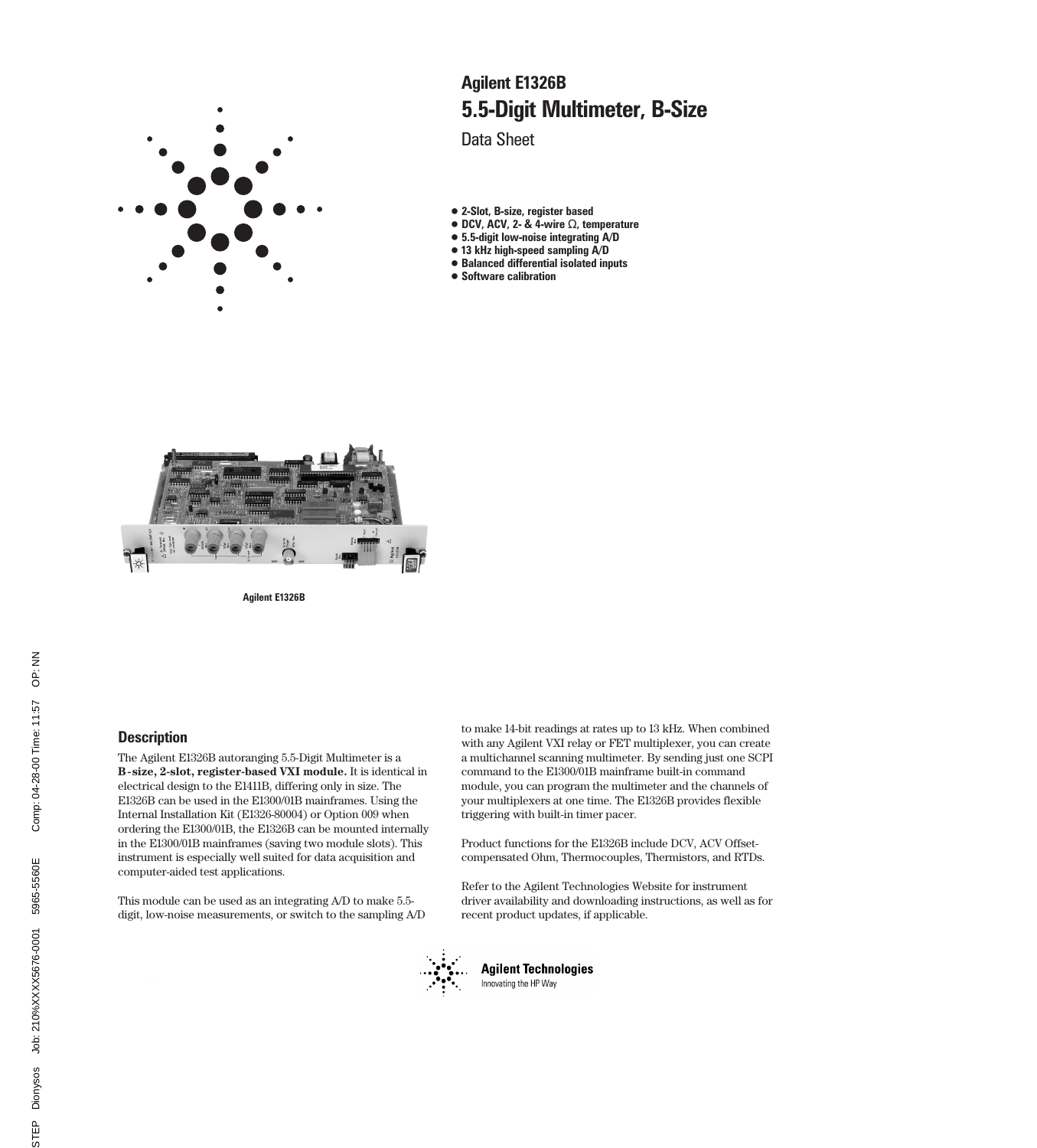# Agilent E1326B
## 5.5-Digit Multimeter, B-Size

Data Sheet

- 2-Slot, B-size, register based
- DCV, ACV, 2- & 4-wire Ω, temperature
- 5.5-digit low-noise integrating A/D
- 13 kHz high-speed sampling A/D
- Balanced differential isolated inputs
- Software calibration

Agilent E1326B

## Description

The Agilent E1326B autoranging 5.5-Digit Multimeter is a **B-size, 2-slot, register-based VXI module.** It is identical in electrical design to the E1411B, differing only in size. The E1326B can be used in the E1300/01B mainframes. Using the Internal Installation Kit (E1326-80004) or Option 009 when ordering the E1300/01B, the E1326B can be mounted internally in the E1300/01B mainframes (saving two module slots). This instrument is especially well suited for data acquisition and computer-aided test applications.

This module can be used as an integrating A/D to make 5.5-digit, low-noise measurements, or switch to the sampling A/D to make 14-bit readings at rates up to 13 kHz. When combined with any Agilent VXI relay or FET multiplexer, you can create a multichannel scanning multimeter. By sending just one SCPI command to the E1300/01B mainframe built-in command module, you can program the multimeter and the channels of your multiplexers at one time. The E1326B provides flexible triggering with built-in timer pacer.

Product functions for the E1326B include DCV, ACV Offset-compensated Ohm, Thermocouples, Thermistors, and RTDs.

Refer to the Agilent Technologies Website for instrument driver availability and downloading instructions, as well as for recent product updates, if applicable.

Agilent Technologies
Innovating the HP Way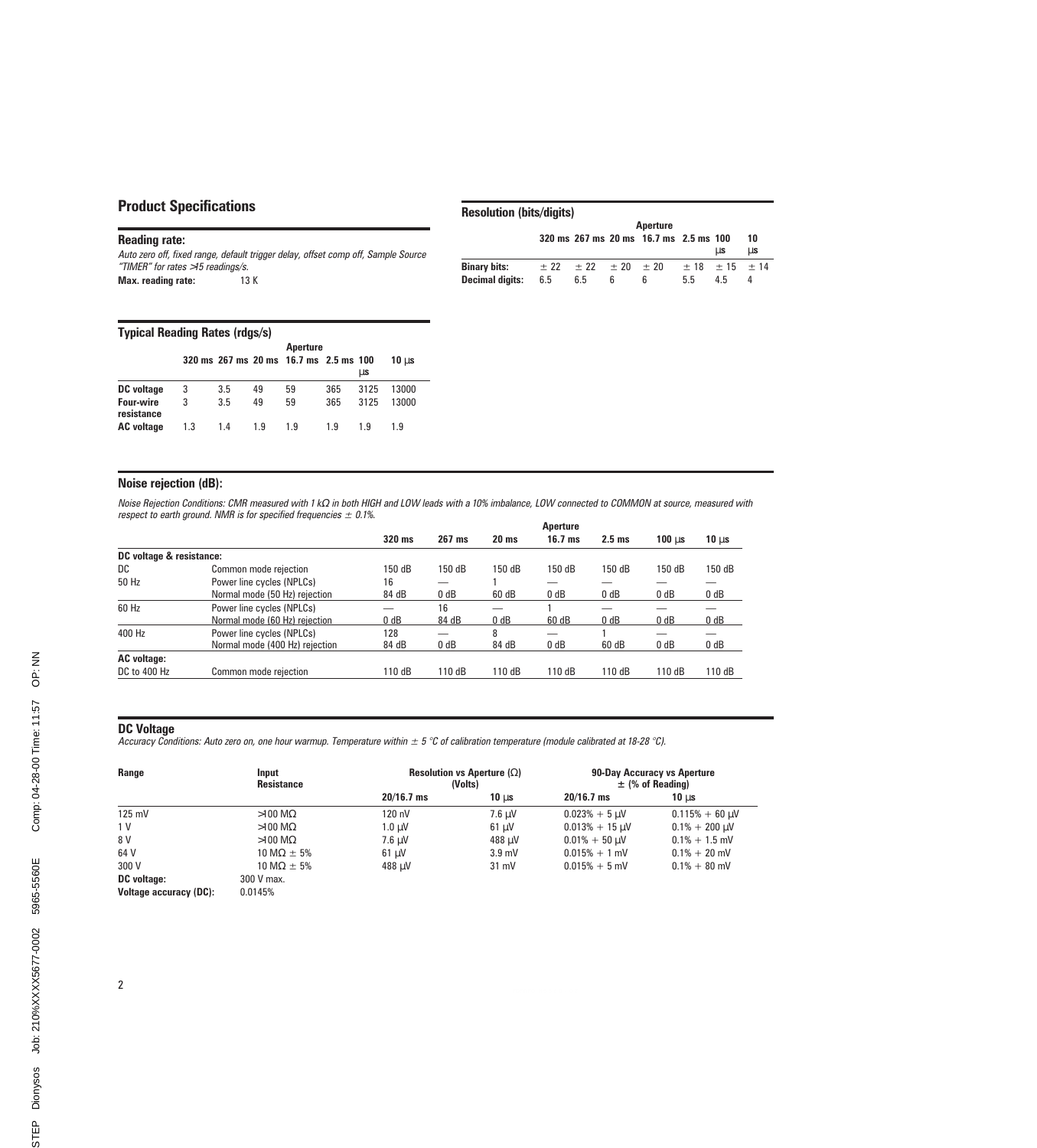## Product Specifications

### Reading rate:

*Auto zero off, fixed range, default trigger delay, offset comp off, Sample Source "TIMER" for rates >15 readings/s.*

**Max. reading rate:** 13 K

### Typical Reading Rates (rdgs/s)

| | Aperture | | | | | | |
|---|---|---|---|---|---|---|---|
| | 320 ms | 267 ms | 20 ms | 16.7 ms | 2.5 ms | 100 µs | 10 µs |
| **DC voltage** | 3 | 3.5 | 49 | 59 | 365 | 3125 | 13000 |
| **Four-wire resistance** | 3 | 3.5 | 49 | 59 | 365 | 3125 | 13000 |
| **AC voltage** | 1.3 | 1.4 | 1.9 | 1.9 | 1.9 | 1.9 | 1.9 |

### Resolution (bits/digits)

| | Aperture | | | | | | |
|---|---|---|---|---|---|---|---|
| | 320 ms | 267 ms | 20 ms | 16.7 ms | 2.5 ms | 100 µs | 10 µs |
| **Binary bits:** | ± 22 | ± 22 | ± 20 | ± 20 | ± 18 | ± 15 | ± 14 |
| **Decimal digits:** | 6.5 | 6.5 | 6 | 6 | 5.5 | 4.5 | 4 |

### Noise rejection (dB):

*Noise Rejection Conditions: CMR measured with 1 kΩ in both HIGH and LOW leads with a 10% imbalance, LOW connected to COMMON at source, measured with respect to earth ground. NMR is for specified frequencies ± 0.1%.*

| | | Aperture | | | | | | |
|---|---|---|---|---|---|---|---|---|
| | | 320 ms | 267 ms | 20 ms | 16.7 ms | 2.5 ms | 100 µs | 10 µs |
| **DC voltage & resistance:** | | | | | | | | |
| DC | Common mode rejection | 150 dB | 150 dB | 150 dB | 150 dB | 150 dB | 150 dB | 150 dB |
| 50 Hz | Power line cycles (NPLCs) | 16 | — | 1 | — | — | — | — |
| | Normal mode (50 Hz) rejection | 84 dB | 0 dB | 60 dB | 0 dB | 0 dB | 0 dB | 0 dB |
| 60 Hz | Power line cycles (NPLCs) | — | 16 | — | 1 | — | — | — |
| | Normal mode (60 Hz) rejection | 0 dB | 84 dB | 0 dB | 60 dB | 0 dB | 0 dB | 0 dB |
| 400 Hz | Power line cycles (NPLCs) | 128 | — | 8 | — | 1 | — | — |
| | Normal mode (400 Hz) rejection | 84 dB | 0 dB | 84 dB | 0 dB | 60 dB | 0 dB | 0 dB |
| **AC voltage:** | | | | | | | | |
| DC to 400 Hz | Common mode rejection | 110 dB | 110 dB | 110 dB | 110 dB | 110 dB | 110 dB | 110 dB |

### DC Voltage

*Accuracy Conditions: Auto zero on, one hour warmup. Temperature within ± 5 °C of calibration temperature (module calibrated at 18-28 °C).*

| Range | Input Resistance | Resolution vs Aperture (Ω) (Volts) | | 90-Day Accuracy vs Aperture ± (% of Reading) | |
|---|---|---|---|---|---|
| | | 20/16.7 ms | 10 µs | 20/16.7 ms | 10 µs |
| 125 mV | >100 MΩ | 120 nV | 7.6 µV | 0.023% + 5 µV | 0.115% + 60 µV |
| 1 V | >100 MΩ | 1.0 µV | 61 µV | 0.013% + 15 µV | 0.1% + 200 µV |
| 8 V | >100 MΩ | 7.6 µV | 488 µV | 0.01% + 50 µV | 0.1% + 1.5 mV |
| 64 V | 10 MΩ ± 5% | 61 µV | 3.9 mV | 0.015% + 1 mV | 0.1% + 20 mV |
| 300 V | 10 MΩ ± 5% | 488 µV | 31 mV | 0.015% + 5 mV | 0.1% + 80 mV |

**DC voltage:** 300 V max.

**Voltage accuracy (DC):** 0.0145%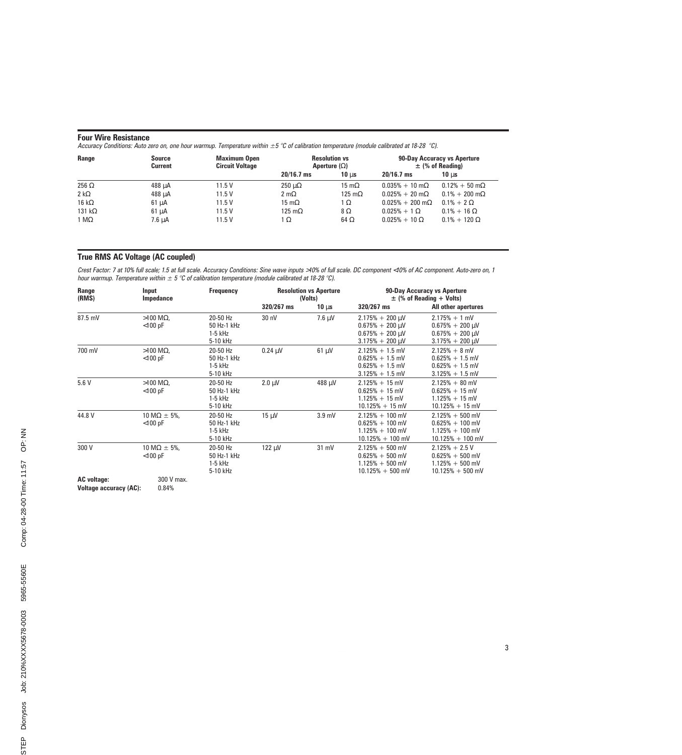## Four Wire Resistance

*Accuracy Conditions: Auto zero on, one hour warmup. Temperature within ±5 °C of calibration temperature (module calibrated at 18-28 °C).*

| Range | Source Current | Maximum Open Circuit Voltage | Resolution vs Aperture (Ω) | | 90-Day Accuracy vs Aperture ± (% of Reading) | |
|---|---|---|---|---|---|---|
| | | | 20/16.7 ms | 10 µs | 20/16.7 ms | 10 µs |
| 256 Ω | 488 µA | 11.5 V | 250 µΩ | 15 mΩ | 0.035% + 10 mΩ | 0.12% + 50 mΩ |
| 2 kΩ | 488 µA | 11.5 V | 2 mΩ | 125 mΩ | 0.025% + 20 mΩ | 0.1% + 200 mΩ |
| 16 kΩ | 61 µA | 11.5 V | 15 mΩ | 1 Ω | 0.025% + 200 mΩ | 0.1% + 2 Ω |
| 131 kΩ | 61 µA | 11.5 V | 125 mΩ | 8 Ω | 0.025% + 1 Ω | 0.1% + 16 Ω |
| 1 MΩ | 7.6 µA | 11.5 V | 1 Ω | 64 Ω | 0.025% + 10 Ω | 0.1% + 120 Ω |

## True RMS AC Voltage (AC coupled)

*Crest Factor: 7 at 10% full scale; 1.5 at full scale. Accuracy Conditions: Sine wave inputs >10% of full scale. DC component <10% of AC component. Auto-zero on, 1 hour warmup. Temperature within ± 5 °C of calibration temperature (module calibrated at 18-28 °C).*

| Range (RMS) | Input Impedance | Frequency | Resolution vs Aperture (Volts) | | 90-Day Accuracy vs Aperture ± (% of Reading + Volts) | |
|---|---|---|---|---|---|---|
| | | | 320/267 ms | 10 µs | 320/267 ms | All other apertures |
| 87.5 mV | >100 MΩ, <100 pF | 20-50 Hz | 30 nV | 7.6 µV | 2.175% + 200 µV | 2.175% + 1 mV |
| | | 50 Hz-1 kHz | | | 0.675% + 200 µV | 0.675% + 200 µV |
| | | 1-5 kHz | | | 0.675% + 200 µV | 0.675% + 200 µV |
| | | 5-10 kHz | | | 3.175% + 200 µV | 3.175% + 200 µV |
| 700 mV | >100 MΩ, <100 pF | 20-50 Hz | 0.24 µV | 61 µV | 2.125% + 1.5 mV | 2.125% + 8 mV |
| | | 50 Hz-1 kHz | | | 0.625% + 1.5 mV | 0.625% + 1.5 mV |
| | | 1-5 kHz | | | 0.625% + 1.5 mV | 0.625% + 1.5 mV |
| | | 5-10 kHz | | | 3.125% + 1.5 mV | 3.125% + 1.5 mV |
| 5.6 V | >100 MΩ, <100 pF | 20-50 Hz | 2.0 µV | 488 µV | 2.125% + 15 mV | 2.125% + 80 mV |
| | | 50 Hz-1 kHz | | | 0.625% + 15 mV | 0.625% + 15 mV |
| | | 1-5 kHz | | | 1.125% + 15 mV | 1.125% + 15 mV |
| | | 5-10 kHz | | | 10.125% + 15 mV | 10.125% + 15 mV |
| 44.8 V | 10 MΩ ± 5%, <100 pF | 20-50 Hz | 15 µV | 3.9 mV | 2.125% + 100 mV | 2.125% + 500 mV |
| | | 50 Hz-1 kHz | | | 0.625% + 100 mV | 0.625% + 100 mV |
| | | 1-5 kHz | | | 1.125% + 100 mV | 1.125% + 100 mV |
| | | 5-10 kHz | | | 10.125% + 100 mV | 10.125% + 100 mV |
| 300 V | 10 MΩ ± 5%, <100 pF | 20-50 Hz | 122 µV | 31 mV | 2.125% + 500 mV | 2.125% + 2.5 V |
| | | 50 Hz-1 kHz | | | 0.625% + 500 mV | 0.625% + 500 mV |
| | | 1-5 kHz | | | 1.125% + 500 mV | 1.125% + 500 mV |
| | | 5-10 kHz | | | 10.125% + 500 mV | 10.125% + 500 mV |

**AC voltage:** 300 V max.

**Voltage accuracy (AC):** 0.84%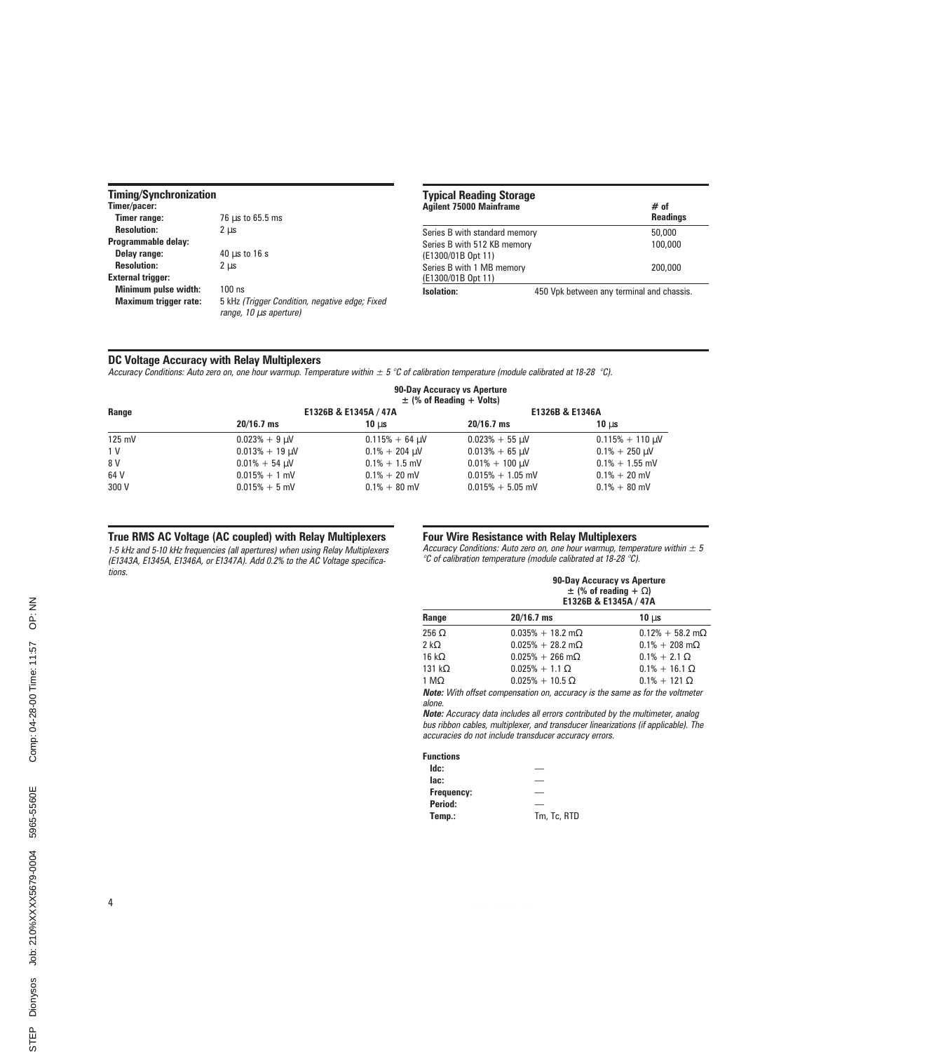## Timing/Synchronization

**Timer/pacer:**

| | |
|---|---|
| **Timer range:** | 76 µs to 65.5 ms |
| **Resolution:** | 2 µs |

**Programmable delay:**

| | |
|---|---|
| **Delay range:** | 40 µs to 16 s |
| **Resolution:** | 2 µs |

**External trigger:**

| | |
|---|---|
| **Minimum pulse width:** | 100 ns |
| **Maximum trigger rate:** | 5 kHz *(Trigger Condition, negative edge; Fixed range, 10 µs aperture)* |

## Typical Reading Storage

| Agilent 75000 Mainframe | # of Readings |
|---|---|
| Series B with standard memory | 50,000 |
| Series B with 512 KB memory (E1300/01B Opt 11) | 100,000 |
| Series B with 1 MB memory (E1300/01B Opt 11) | 200,000 |

**Isolation:** 450 Vpk between any terminal and chassis.

## DC Voltage Accuracy with Relay Multiplexers

*Accuracy Conditions: Auto zero on, one hour warmup. Temperature within ± 5 °C of calibration temperature (module calibrated at 18-28 °C).*

**90-Day Accuracy vs Aperture ± (% of Reading + Volts)**

| Range | E1326B & E1345A / 47A | | E1326B & E1346A | |
|---|---|---|---|---|
| | 20/16.7 ms | 10 µs | 20/16.7 ms | 10 µs |
| 125 mV | 0.023% + 9 µV | 0.115% + 64 µV | 0.023% + 55 µV | 0.115% + 110 µV |
| 1 V | 0.013% + 19 µV | 0.1% + 204 µV | 0.013% + 65 µV | 0.1% + 250 µV |
| 8 V | 0.01% + 54 µV | 0.1% + 1.5 mV | 0.01% + 100 µV | 0.1% + 1.55 mV |
| 64 V | 0.015% + 1 mV | 0.1% + 20 mV | 0.015% + 1.05 mV | 0.1% + 20 mV |
| 300 V | 0.015% + 5 mV | 0.1% + 80 mV | 0.015% + 5.05 mV | 0.1% + 80 mV |

## True RMS AC Voltage (AC coupled) with Relay Multiplexers

*1-5 kHz and 5-10 kHz frequencies (all apertures) when using Relay Multiplexers (E1343A, E1345A, E1346A, or E1347A). Add 0.2% to the AC Voltage specifications.*

## Four Wire Resistance with Relay Multiplexers

*Accuracy Conditions: Auto zero on, one hour warmup, temperature within ± 5 °C of calibration temperature (module calibrated at 18-28 °C).*

**90-Day Accuracy vs Aperture ± (% of reading + Ω) E1326B & E1345A / 47A**

| Range | 20/16.7 ms | 10 µs |
|---|---|---|
| 256 Ω | 0.035% + 18.2 mΩ | 0.12% + 58.2 mΩ |
| 2 kΩ | 0.025% + 28.2 mΩ | 0.1% + 208 mΩ |
| 16 kΩ | 0.025% + 266 mΩ | 0.1% + 2.1 Ω |
| 131 kΩ | 0.025% + 1.1 Ω | 0.1% + 16.1 Ω |
| 1 MΩ | 0.025% + 10.5 Ω | 0.1% + 121 Ω |

***Note:*** *With offset compensation on, accuracy is the same as for the voltmeter alone.*

***Note:*** *Accuracy data includes all errors contributed by the multimeter, analog bus ribbon cables, multiplexer, and transducer linearizations (if applicable). The accuracies do not include transducer accuracy errors.*

**Functions**

| | |
|---|---|
| **Idc:** | — |
| **Iac:** | — |
| **Frequency:** | — |
| **Period:** | — |
| **Temp.:** | Tm, Tc, RTD |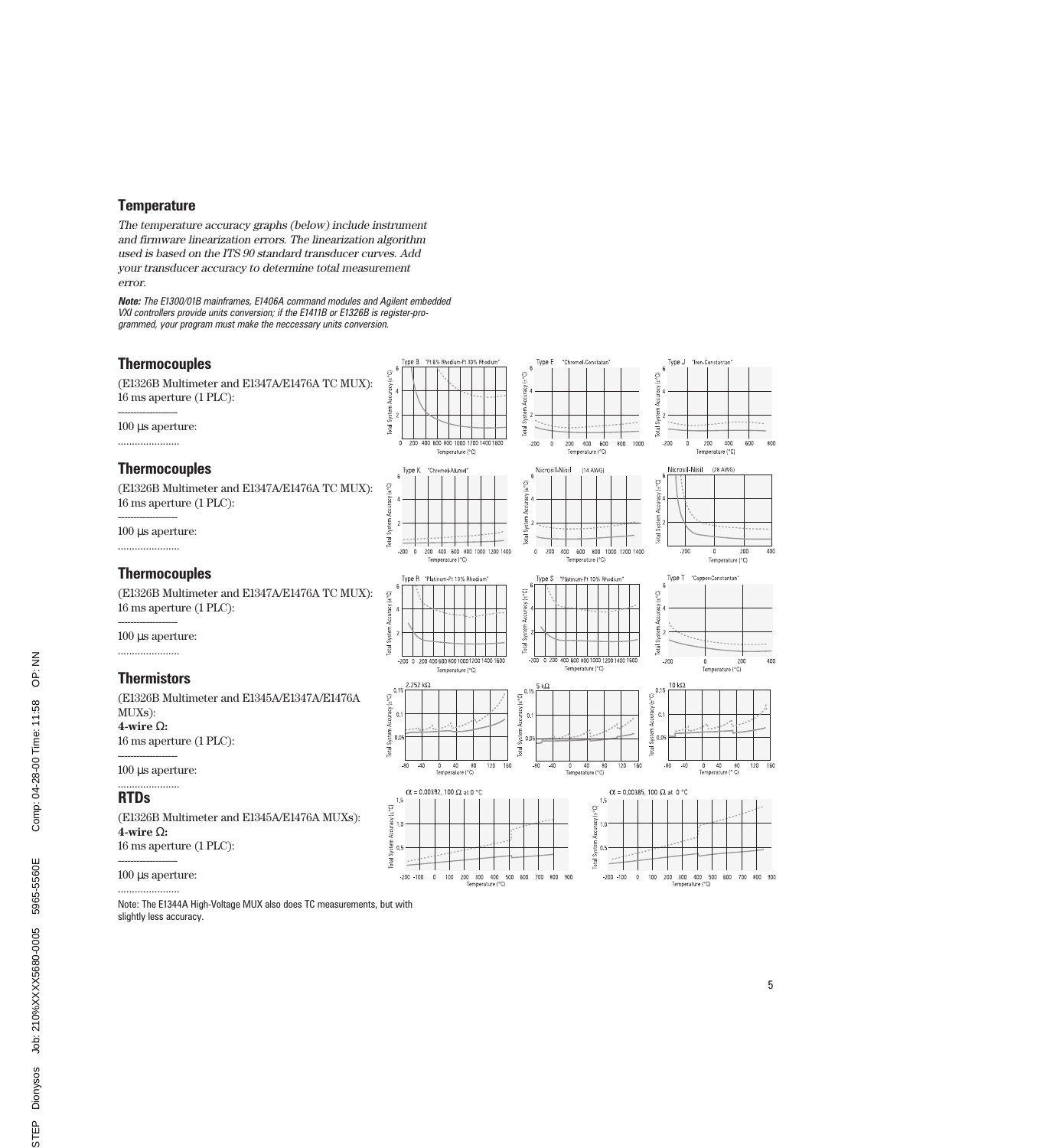## Temperature

*The temperature accuracy graphs (below) include instrument and firmware linearization errors. The linearization algorithm used is based on the ITS 90 standard transducer curves. Add your transducer accuracy to determine total measurement error.*

***Note:*** *The E1300/01B mainframes, E1406A command modules and Agilent embedded VXI controllers provide units conversion; if the E1411B or E1326B is register-programmed, your program must make the neccessary units conversion.*

### Thermocouples

(E1326B Multimeter and E1347A/E1476A TC MUX):
16 ms aperture (1 PLC): ———

100 µs aperture: ......

### Thermocouples

(E1326B Multimeter and E1347A/E1476A TC MUX):
16 ms aperture (1 PLC): ———

100 µs aperture: ......

### Thermocouples

(E1326B Multimeter and E1347A/E1476A TC MUX):
16 ms aperture (1 PLC): ———

100 µs aperture: ......

### Thermistors

(E1326B Multimeter and E1345A/E1347A/E1476A MUXs):
**4-wire Ω:**
16 ms aperture (1 PLC): ———

100 µs aperture: ......

### RTDs

(E1326B Multimeter and E1345A/E1476A MUXs):
**4-wire Ω:**
16 ms aperture (1 PLC): ———

100 µs aperture: ......

Note: The E1344A High-Voltage MUX also does TC measurements, but with slightly less accuracy.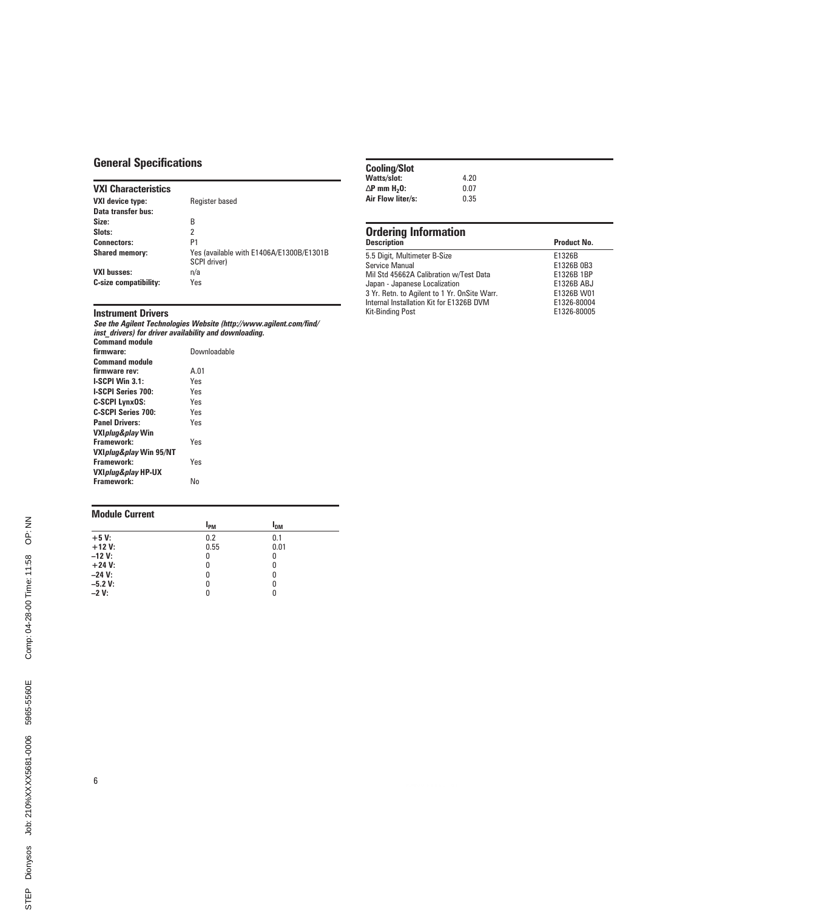## General Specifications

### VXI Characteristics

| | |
|---|---|
| **VXI device type:** | Register based |
| **Data transfer bus:** | |
| **Size:** | B |
| **Slots:** | 2 |
| **Connectors:** | P1 |
| **Shared memory:** | Yes (available with E1406A/E1300B/E1301B SCPI driver) |
| **VXI busses:** | n/a |
| **C-size compatibility:** | Yes |

### Instrument Drivers

***See the Agilent Technologies Website (http://www.agilent.com/find/inst_drivers) for driver availability and downloading.***

| | |
|---|---|
| **Command module firmware:** | Downloadable |
| **Command module firmware rev:** | A.01 |
| **I-SCPI Win 3.1:** | Yes |
| **I-SCPI Series 700:** | Yes |
| **C-SCPI LynxOS:** | Yes |
| **C-SCPI Series 700:** | Yes |
| **Panel Drivers:** | Yes |
| **VXI*plug&play* Win Framework:** | Yes |
| **VXI*plug&play* Win 95/NT Framework:** | Yes |
| **VXI*plug&play* HP-UX Framework:** | No |

### Module Current

| | $I_{PM}$ | $I_{DM}$ |
|---|---|---|
| **+5 V:** | 0.2 | 0.1 |
| **+12 V:** | 0.55 | 0.01 |
| **–12 V:** | 0 | 0 |
| **+24 V:** | 0 | 0 |
| **–24 V:** | 0 | 0 |
| **–5.2 V:** | 0 | 0 |
| **–2 V:** | 0 | 0 |

### Cooling/Slot

| | |
|---|---|
| **Watts/slot:** | 4.20 |
| **$\Delta$P mm $H_2O$:** | 0.07 |
| **Air Flow liter/s:** | 0.35 |

## Ordering Information

| Description | Product No. |
|---|---|
| 5.5 Digit, Multimeter B-Size | E1326B |
| Service Manual | E1326B 0B3 |
| Mil Std 45662A Calibration w/Test Data | E1326B 1BP |
| Japan - Japanese Localization | E1326B ABJ |
| 3 Yr. Retn. to Agilent to 1 Yr. OnSite Warr. | E1326B W01 |
| Internal Installation Kit for E1326B DVM | E1326-80004 |
| Kit-Binding Post | E1326-80005 |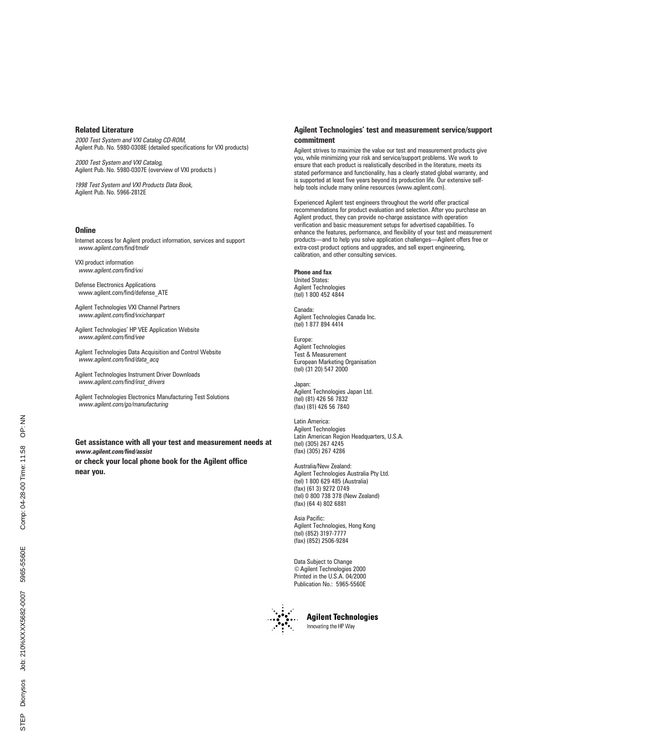## Related Literature

*2000 Test System and VXI Catalog CD-ROM,*
Agilent Pub. No. 5980-0308E (detailed specifications for VXI products)

*2000 Test System and VXI Catalog,*
Agilent Pub. No. 5980-0307E (overview of VXI products )

*1998 Test System and VXI Products Data Book,*
Agilent Pub. No. 5966-2812E

## Online

Internet access for Agilent product information, services and support
*www.agilent.com/find/tmdir*

VXI product information
*www.agilent.com/find/vxi*

Defense Electronics Applications
www.agilent.com/find/defense_ATE

Agilent Technologies VXI Channel Partners
*www.agilent.com/find/vxichanpart*

Agilent Technologies' HP VEE Application Website
*www.agilent.com/find/vee*

Agilent Technologies Data Acquisition and Control Website
*www.agilent.com/find/data_acq*

Agilent Technologies Instrument Driver Downloads
*www.agilent.com/find/inst_drivers*

Agilent Technologies Electronics Manufacturing Test Solutions
*www.agilent.com/go/manufacturing*

**Get assistance with all your test and measurement needs at** ***www.agilent.com/find/assist***
**or check your local phone book for the Agilent office near you.**

## Agilent Technologies' test and measurement service/support commitment

Agilent strives to maximize the value our test and measurement products give you, while minimizing your risk and service/support problems. We work to ensure that each product is realistically described in the literature, meets its stated performance and functionality, has a clearly stated global warranty, and is supported at least five years beyond its production life. Our extensive self-help tools include many online resources (www.agilent.com).

Experienced Agilent test engineers throughout the world offer practical recommendations for product evaluation and selection. After you purchase an Agilent product, they can provide no-charge assistance with operation verification and basic measurement setups for advertised capabilities. To enhance the features, performance, and flexibility of your test and measurement products—and to help you solve application challenges—Agilent offers free or extra-cost product options and upgrades, and sell expert engineering, calibration, and other consulting services.

**Phone and fax**

United States:
Agilent Technologies
(tel) 1 800 452 4844

Canada:
Agilent Technologies Canada Inc.
(tel) 1 877 894 4414

Europe:
Agilent Technologies
Test & Measurement
European Marketing Organisation
(tel) (31 20) 547 2000

Japan:
Agilent Technologies Japan Ltd.
(tel) (81) 426 56 7832
(fax) (81) 426 56 7840

Latin America:
Agilent Technologies
Latin American Region Headquarters, U.S.A.
(tel) (305) 267 4245
(fax) (305) 267 4286

Australia/New Zealand:
Agilent Technologies Australia Pty Ltd.
(tel) 1 800 629 485 (Australia)
(fax) (61 3) 9272 0749
(tel) 0 800 738 378 (New Zealand)
(fax) (64 4) 802 6881

Asia Pacific:
Agilent Technologies, Hong Kong
(tel) (852) 3197-7777
(fax) (852) 2506-9284

Data Subject to Change
© Agilent Technologies 2000
Printed in the U.S.A. 04/2000
Publication No.: 5965-5560E

**Agilent Technologies**
Innovating the HP Way